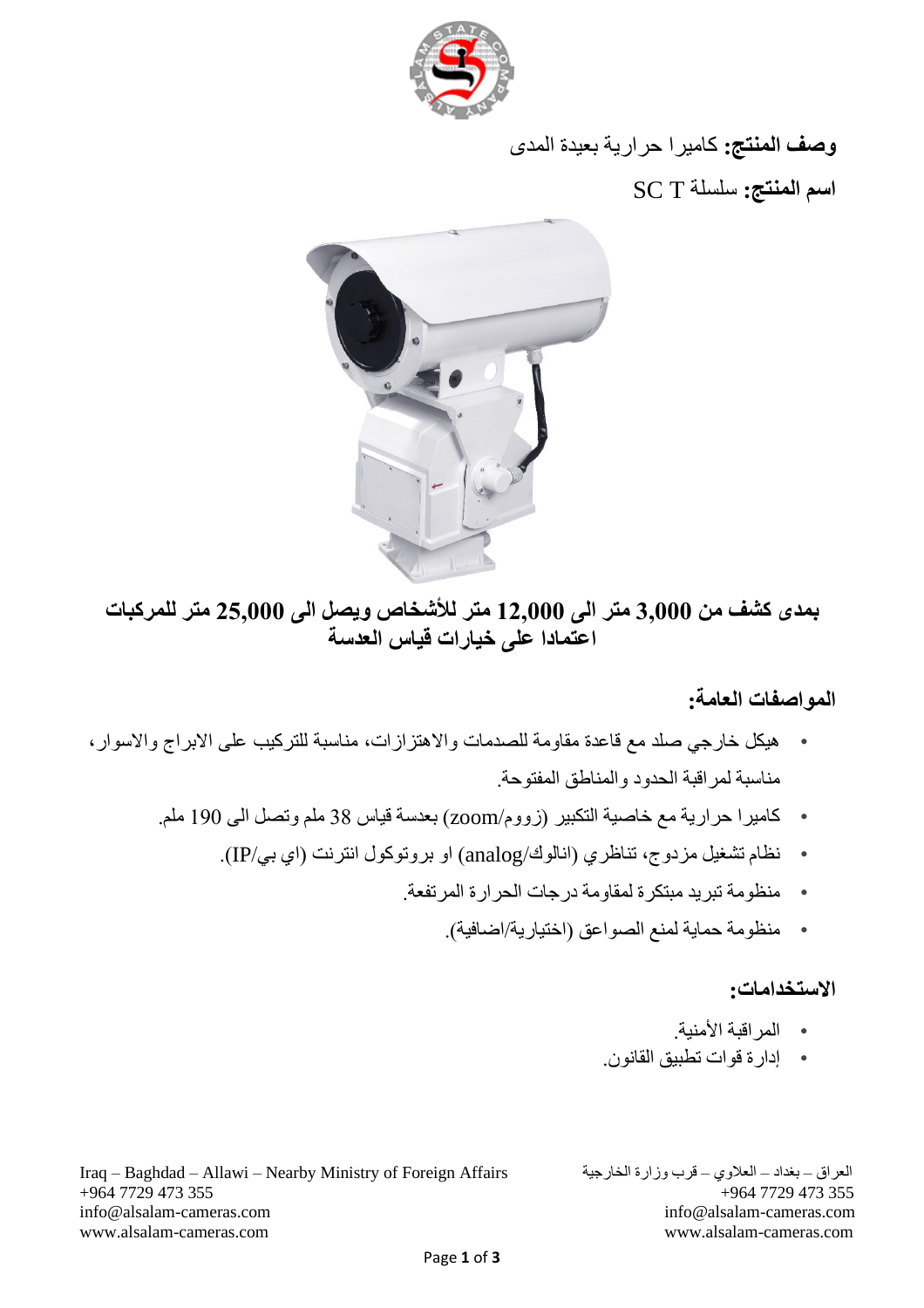**وصف المنتج:** كاميرا حرارية بعيدة المدى

**اسم المنتج:** سلسلة SC T

**بمدى كشف من 3,000 متر الى 12,000 متر للأشخاص ويصل الى 25,000 متر للمركبات اعتمادا على خيارات قياس العدسة**

## المواصفات العامة:

- هيكل خارجي صلد مع قاعدة مقاومة للصدمات والاهتزازات، مناسبة للتركيب على الابراج والاسوار، مناسبة لمراقبة الحدود والمناطق المفتوحة.
- كاميرا حرارية مع خاصية التكبير (زووم/zoom) بعدسة قياس 38 ملم وتصل الى 190 ملم.
- نظام تشغيل مزدوج، تناظري (انالوك/analog) او بروتوكول انترنت (اي بي/IP).
- منظومة تبريد مبتكرة لمقاومة درجات الحرارة المرتفعة.
- منظومة حماية لمنع الصواعق (اختيارية/اضافية).

## الاستخدامات:

- المراقبة الأمنية.
- إدارة قوات تطبيق القانون.

Iraq – Baghdad – Allawi – Nearby Ministry of Foreign Affairs
+964 7729 473 355
info@alsalam-cameras.com
www.alsalam-cameras.com

العراق – بغداد – العلاوي – قرب وزارة الخارجية
+964 7729 473 355
info@alsalam-cameras.com
www.alsalam-cameras.com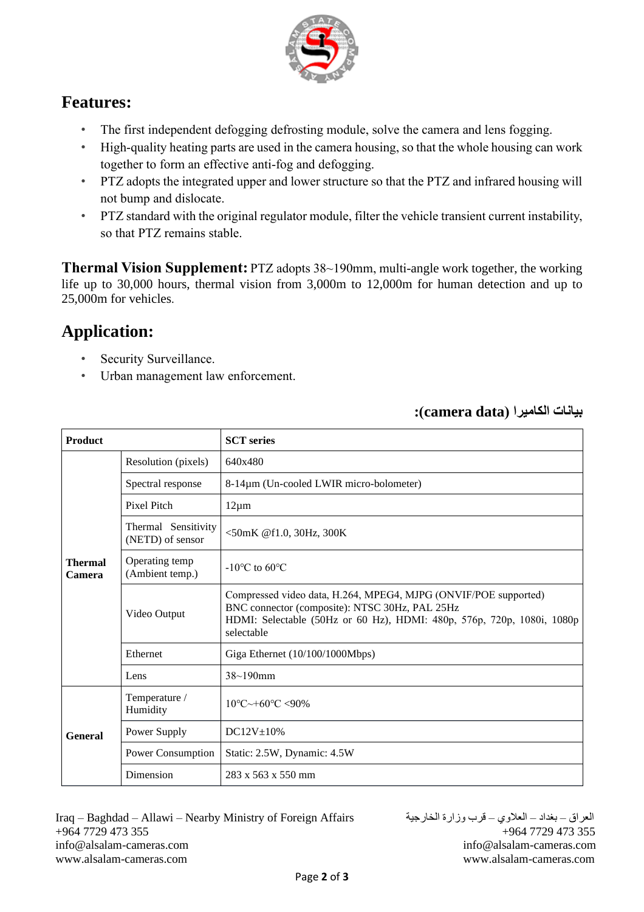## Features:

- The first independent defogging defrosting module, solve the camera and lens fogging.
- High-quality heating parts are used in the camera housing, so that the whole housing can work together to form an effective anti-fog and defogging.
- PTZ adopts the integrated upper and lower structure so that the PTZ and infrared housing will not bump and dislocate.
- PTZ standard with the original regulator module, filter the vehicle transient current instability, so that PTZ remains stable.

**Thermal Vision Supplement:** PTZ adopts 38~190mm, multi-angle work together, the working life up to 30,000 hours, thermal vision from 3,000m to 12,000m for human detection and up to 25,000m for vehicles.

## Application:

- Security Surveillance.
- Urban management law enforcement.

**بيانات الكاميرا (camera data):**

| Product | | SCT series |
|---|---|---|
| Thermal Camera | Resolution (pixels) | 640x480 |
| | Spectral response | 8-14μm (Un-cooled LWIR micro-bolometer) |
| | Pixel Pitch | 12μm |
| | Thermal Sensitivity (NETD) of sensor | <50mK @f1.0, 30Hz, 300K |
| | Operating temp (Ambient temp.) | -10°C to 60°C |
| | Video Output | Compressed video data, H.264, MPEG4, MJPG (ONVIF/POE supported)<br>BNC connector (composite): NTSC 30Hz, PAL 25Hz<br>HDMI: Selectable (50Hz or 60 Hz), HDMI: 480p, 576p, 720p, 1080i, 1080p selectable |
| | Ethernet | Giga Ethernet (10/100/1000Mbps) |
| | Lens | 38~190mm |
| General | Temperature / Humidity | 10°C~+60°C <90% |
| | Power Supply | DC12V±10% |
| | Power Consumption | Static: 2.5W, Dynamic: 4.5W |
| | Dimension | 283 x 563 x 550 mm |

Iraq – Baghdad – Allawi – Nearby Ministry of Foreign Affairs
+964 7729 473 355
info@alsalam-cameras.com
www.alsalam-cameras.com

العراق – بغداد – العلاوي – قرب وزارة الخارجية
+964 7729 473 355
info@alsalam-cameras.com
www.alsalam-cameras.com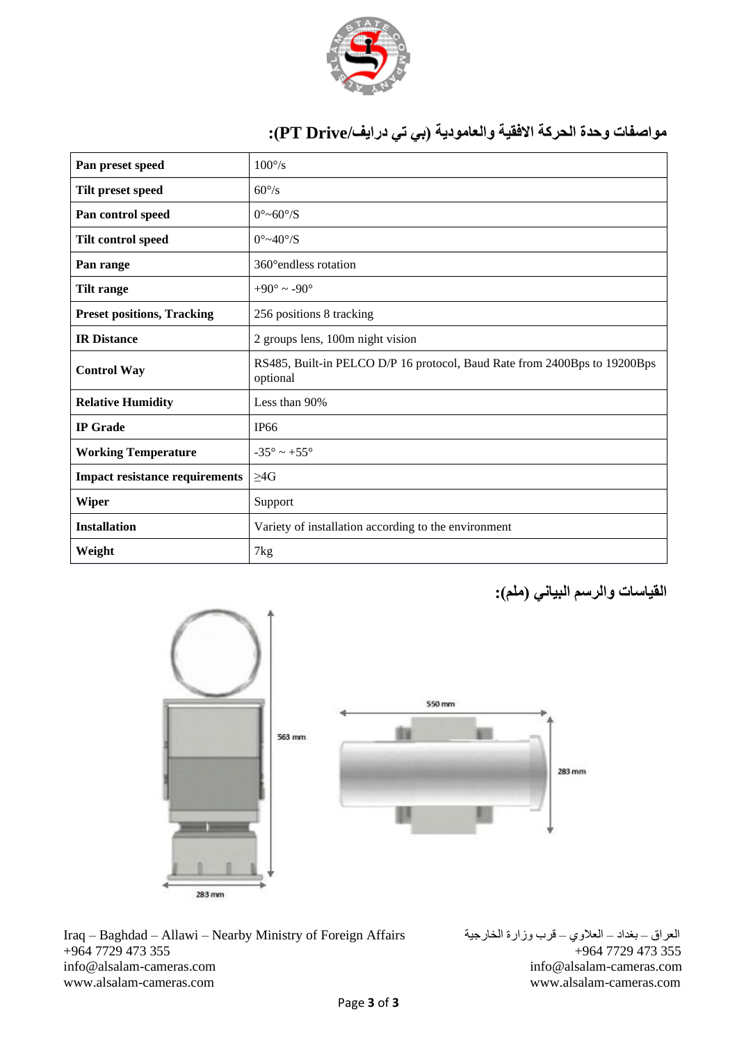## مواصفات وحدة الحركة الافقية والعامودية (بي تي درايف/PT Drive):

| | |
|---|---|
| **Pan preset speed** | 100°/s |
| **Tilt preset speed** | 60°/s |
| **Pan control speed** | 0°~60°/S |
| **Tilt control speed** | 0°~40°/S |
| **Pan range** | 360°endless rotation |
| **Tilt range** | +90° ~ -90° |
| **Preset positions, Tracking** | 256 positions 8 tracking |
| **IR Distance** | 2 groups lens, 100m night vision |
| **Control Way** | RS485, Built-in PELCO D/P 16 protocol, Baud Rate from 2400Bps to 19200Bps optional |
| **Relative Humidity** | Less than 90% |
| **IP Grade** | IP66 |
| **Working Temperature** | -35° ~ +55° |
| **Impact resistance requirements** | ≥4G |
| **Wiper** | Support |
| **Installation** | Variety of installation according to the environment |
| **Weight** | 7kg |

## القياسات والرسم البياني (ملم):

563 mm

283 mm

550 mm

283 mm

Iraq – Baghdad – Allawi – Nearby Ministry of Foreign Affairs
+964 7729 473 355
info@alsalam-cameras.com
www.alsalam-cameras.com

العراق – بغداد – العلاوي – قرب وزارة الخارجية
+964 7729 473 355
info@alsalam-cameras.com
www.alsalam-cameras.com